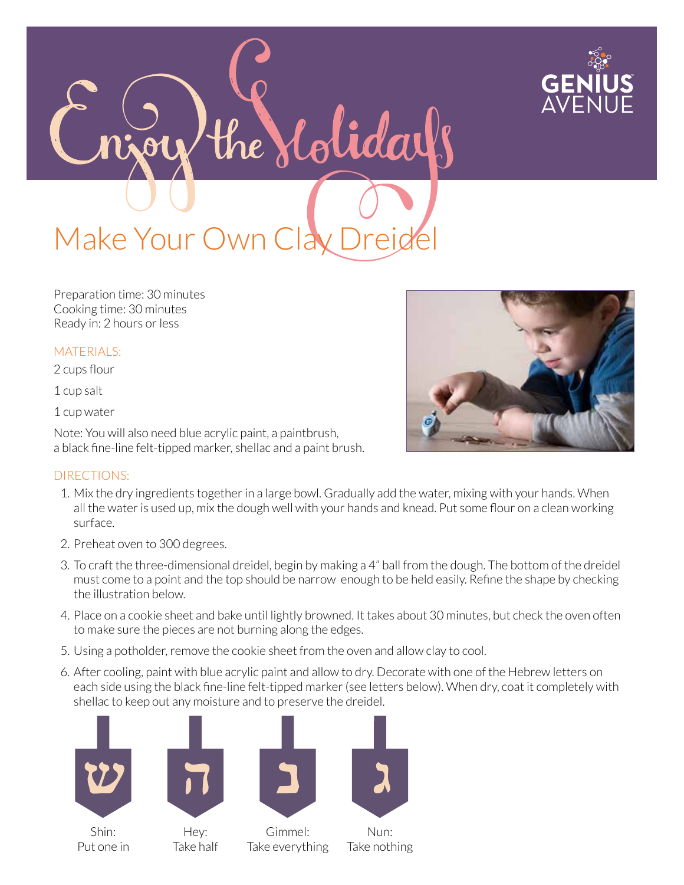# Enjoy the Holidays

GENIUS AVENUE

## Make Your Own Clay Dreidel

Preparation time: 30 minutes
Cooking time: 30 minutes
Ready in: 2 hours or less

### MATERIALS:

2 cups flour

1 cup salt

1 cup water

Note: You will also need blue acrylic paint, a paintbrush, a black fine-line felt-tipped marker, shellac and a paint brush.

### DIRECTIONS:

1. Mix the dry ingredients together in a large bowl. Gradually add the water, mixing with your hands. When all the water is used up, mix the dough well with your hands and knead. Put some flour on a clean working surface.
2. Preheat oven to 300 degrees.
3. To craft the three-dimensional dreidel, begin by making a 4" ball from the dough. The bottom of the dreidel must come to a point and the top should be narrow enough to be held easily. Refine the shape by checking the illustration below.
4. Place on a cookie sheet and bake until lightly browned. It takes about 30 minutes, but check the oven often to make sure the pieces are not burning along the edges.
5. Using a potholder, remove the cookie sheet from the oven and allow clay to cool.
6. After cooling, paint with blue acrylic paint and allow to dry. Decorate with one of the Hebrew letters on each side using the black fine-line felt-tipped marker (see letters below). When dry, coat it completely with shellac to keep out any moisture and to preserve the dreidel.

ש
Shin:
Put one in

ה
Hey:
Take half

ג
Gimmel:
Take everything

נ
Nun:
Take nothing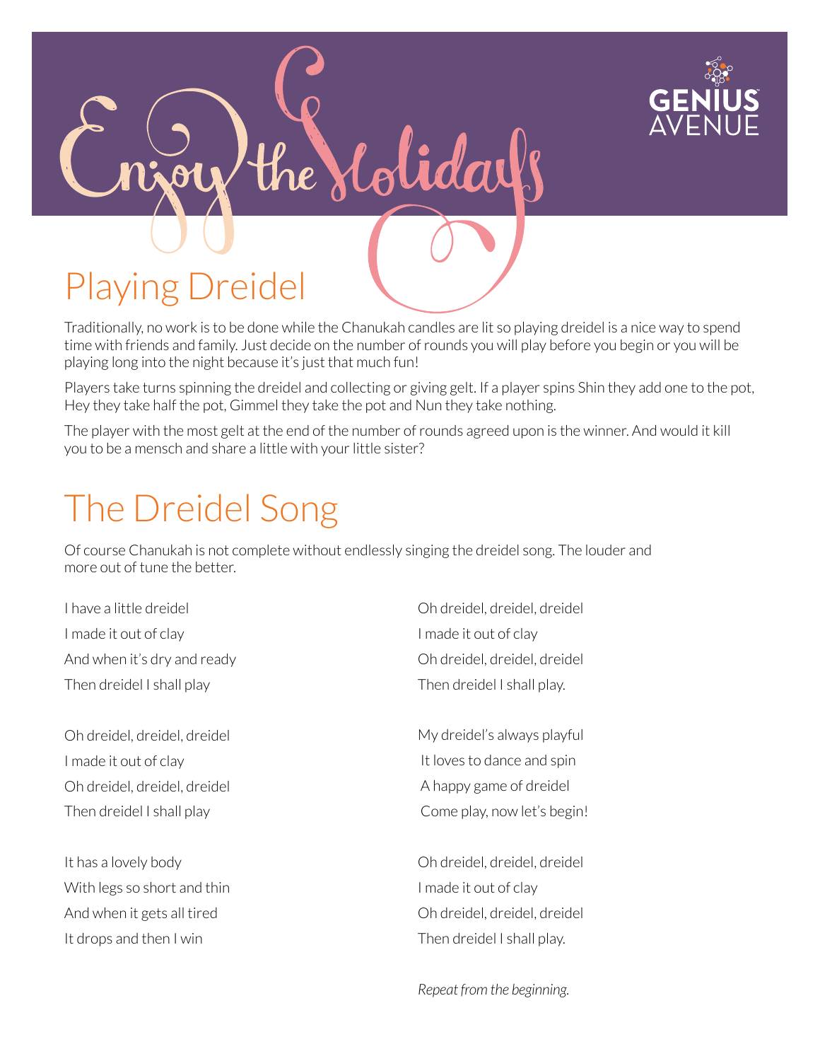# Enjoy the Holidays

GENIUS AVENUE

## Playing Dreidel

Traditionally, no work is to be done while the Chanukah candles are lit so playing dreidel is a nice way to spend time with friends and family. Just decide on the number of rounds you will play before you begin or you will be playing long into the night because it's just that much fun!

Players take turns spinning the dreidel and collecting or giving gelt. If a player spins Shin they add one to the pot, Hey they take half the pot, Gimmel they take the pot and Nun they take nothing.

The player with the most gelt at the end of the number of rounds agreed upon is the winner. And would it kill you to be a mensch and share a little with your little sister?

## The Dreidel Song

Of course Chanukah is not complete without endlessly singing the dreidel song. The louder and more out of tune the better.

I have a little dreidel
I made it out of clay
And when it's dry and ready
Then dreidel I shall play

Oh dreidel, dreidel, dreidel
I made it out of clay
Oh dreidel, dreidel, dreidel
Then dreidel I shall play

It has a lovely body
With legs so short and thin
And when it gets all tired
It drops and then I win

Oh dreidel, dreidel, dreidel
I made it out of clay
Oh dreidel, dreidel, dreidel
Then dreidel I shall play.

My dreidel's always playful
It loves to dance and spin
A happy game of dreidel
Come play, now let's begin!

Oh dreidel, dreidel, dreidel
I made it out of clay
Oh dreidel, dreidel, dreidel
Then dreidel I shall play.

*Repeat from the beginning.*